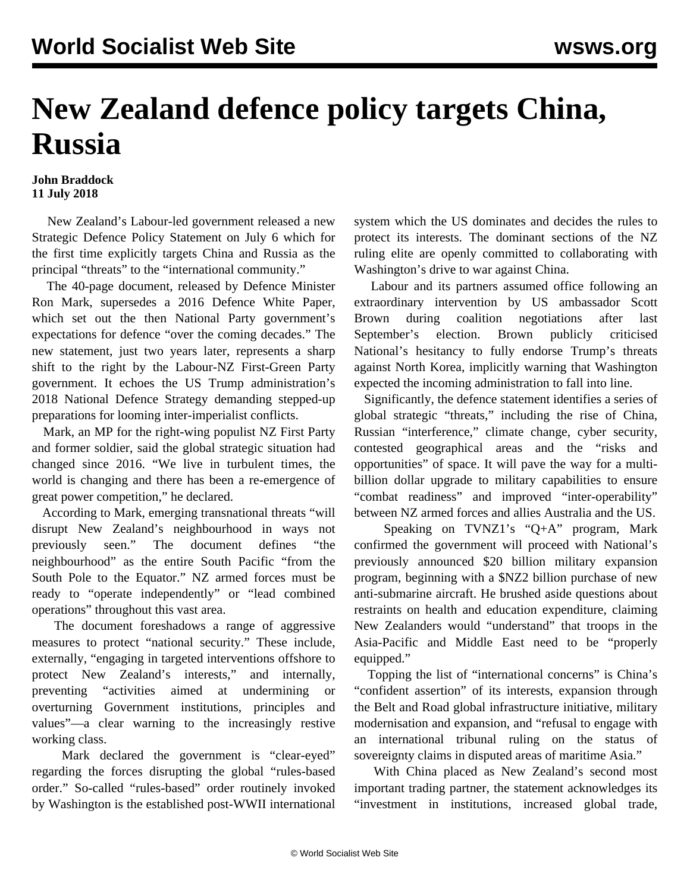# New Zealand defence policy targets China, Russia

**John Braddock**
**11 July 2018**

New Zealand's Labour-led government released a new Strategic Defence Policy Statement on July 6 which for the first time explicitly targets China and Russia as the principal "threats" to the "international community."

The 40-page document, released by Defence Minister Ron Mark, supersedes a 2016 Defence White Paper, which set out the then National Party government's expectations for defence "over the coming decades." The new statement, just two years later, represents a sharp shift to the right by the Labour-NZ First-Green Party government. It echoes the US Trump administration's 2018 National Defence Strategy demanding stepped-up preparations for looming inter-imperialist conflicts.

Mark, an MP for the right-wing populist NZ First Party and former soldier, said the global strategic situation had changed since 2016. "We live in turbulent times, the world is changing and there has been a re-emergence of great power competition," he declared.

According to Mark, emerging transnational threats "will disrupt New Zealand's neighbourhood in ways not previously seen." The document defines "the neighbourhood" as the entire South Pacific "from the South Pole to the Equator." NZ armed forces must be ready to "operate independently" or "lead combined operations" throughout this vast area.

The document foreshadows a range of aggressive measures to protect "national security." These include, externally, "engaging in targeted interventions offshore to protect New Zealand's interests," and internally, preventing "activities aimed at undermining or overturning Government institutions, principles and values"—a clear warning to the increasingly restive working class.

Mark declared the government is "clear-eyed" regarding the forces disrupting the global "rules-based order." So-called "rules-based" order routinely invoked by Washington is the established post-WWII international system which the US dominates and decides the rules to protect its interests. The dominant sections of the NZ ruling elite are openly committed to collaborating with Washington's drive to war against China.

Labour and its partners assumed office following an extraordinary intervention by US ambassador Scott Brown during coalition negotiations after last September's election. Brown publicly criticised National's hesitancy to fully endorse Trump's threats against North Korea, implicitly warning that Washington expected the incoming administration to fall into line.

Significantly, the defence statement identifies a series of global strategic "threats," including the rise of China, Russian "interference," climate change, cyber security, contested geographical areas and the "risks and opportunities" of space. It will pave the way for a multi-billion dollar upgrade to military capabilities to ensure "combat readiness" and improved "inter-operability" between NZ armed forces and allies Australia and the US.

Speaking on TVNZ1's "Q+A" program, Mark confirmed the government will proceed with National's previously announced $20 billion military expansion program, beginning with a $NZ2 billion purchase of new anti-submarine aircraft. He brushed aside questions about restraints on health and education expenditure, claiming New Zealanders would "understand" that troops in the Asia-Pacific and Middle East need to be "properly equipped."

Topping the list of "international concerns" is China's "confident assertion" of its interests, expansion through the Belt and Road global infrastructure initiative, military modernisation and expansion, and "refusal to engage with an international tribunal ruling on the status of sovereignty claims in disputed areas of maritime Asia."

With China placed as New Zealand's second most important trading partner, the statement acknowledges its "investment in institutions, increased global trade,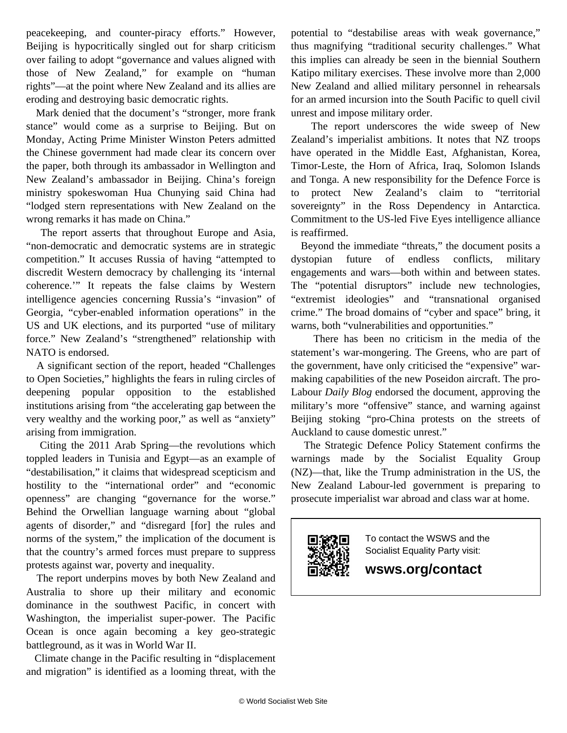peacekeeping, and counter-piracy efforts." However, Beijing is hypocritically singled out for sharp criticism over failing to adopt "governance and values aligned with those of New Zealand," for example on "human rights"—at the point where New Zealand and its allies are eroding and destroying basic democratic rights.

Mark denied that the document's "stronger, more frank stance" would come as a surprise to Beijing. But on Monday, Acting Prime Minister Winston Peters admitted the Chinese government had made clear its concern over the paper, both through its ambassador in Wellington and New Zealand's ambassador in Beijing. China's foreign ministry spokeswoman Hua Chunying said China had "lodged stern representations with New Zealand on the wrong remarks it has made on China."

The report asserts that throughout Europe and Asia, "non-democratic and democratic systems are in strategic competition." It accuses Russia of having "attempted to discredit Western democracy by challenging its 'internal coherence.'" It repeats the false claims by Western intelligence agencies concerning Russia's "invasion" of Georgia, "cyber-enabled information operations" in the US and UK elections, and its purported "use of military force." New Zealand's "strengthened" relationship with NATO is endorsed.

A significant section of the report, headed "Challenges to Open Societies," highlights the fears in ruling circles of deepening popular opposition to the established institutions arising from "the accelerating gap between the very wealthy and the working poor," as well as "anxiety" arising from immigration.

Citing the 2011 Arab Spring—the revolutions which toppled leaders in Tunisia and Egypt—as an example of "destabilisation," it claims that widespread scepticism and hostility to the "international order" and "economic openness" are changing "governance for the worse." Behind the Orwellian language warning about "global agents of disorder," and "disregard [for] the rules and norms of the system," the implication of the document is that the country's armed forces must prepare to suppress protests against war, poverty and inequality.

The report underpins moves by both New Zealand and Australia to shore up their military and economic dominance in the southwest Pacific, in concert with Washington, the imperialist super-power. The Pacific Ocean is once again becoming a key geo-strategic battleground, as it was in World War II.

Climate change in the Pacific resulting in "displacement and migration" is identified as a looming threat, with the potential to "destabilise areas with weak governance," thus magnifying "traditional security challenges." What this implies can already be seen in the biennial Southern Katipo military exercises. These involve more than 2,000 New Zealand and allied military personnel in rehearsals for an armed incursion into the South Pacific to quell civil unrest and impose military order.

The report underscores the wide sweep of New Zealand's imperialist ambitions. It notes that NZ troops have operated in the Middle East, Afghanistan, Korea, Timor-Leste, the Horn of Africa, Iraq, Solomon Islands and Tonga. A new responsibility for the Defence Force is to protect New Zealand's claim to "territorial sovereignty" in the Ross Dependency in Antarctica. Commitment to the US-led Five Eyes intelligence alliance is reaffirmed.

Beyond the immediate "threats," the document posits a dystopian future of endless conflicts, military engagements and wars—both within and between states. The "potential disruptors" include new technologies, "extremist ideologies" and "transnational organised crime." The broad domains of "cyber and space" bring, it warns, both "vulnerabilities and opportunities."

There has been no criticism in the media of the statement's war-mongering. The Greens, who are part of the government, have only criticised the "expensive" war-making capabilities of the new Poseidon aircraft. The pro-Labour *Daily Blog* endorsed the document, approving the military's more "offensive" stance, and warning against Beijing stoking "pro-China protests on the streets of Auckland to cause domestic unrest."

The Strategic Defence Policy Statement confirms the warnings made by the Socialist Equality Group (NZ)—that, like the Trump administration in the US, the New Zealand Labour-led government is preparing to prosecute imperialist war abroad and class war at home.

To contact the WSWS and the Socialist Equality Party visit:

**wsws.org/contact**